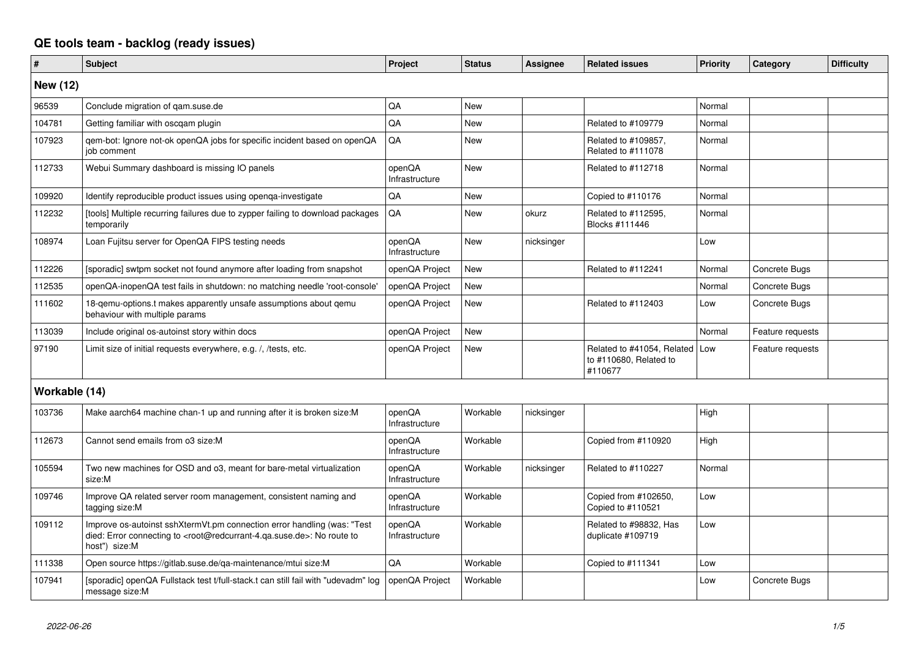# QE tools team - backlog (ready issues)

| # | Subject | Project | Status | Assignee | Related issues | Priority | Category | Difficulty |
|---|---|---|---|---|---|---|---|---|
| **New (12)** | | | | | | | | |
| 96539 | Conclude migration of qam.suse.de | QA | New | | | Normal | | |
| 104781 | Getting familiar with oscqam plugin | QA | New | | Related to #109779 | Normal | | |
| 107923 | qem-bot: Ignore not-ok openQA jobs for specific incident based on openQA job comment | QA | New | | Related to #109857, Related to #111078 | Normal | | |
| 112733 | Webui Summary dashboard is missing IO panels | openQA Infrastructure | New | | Related to #112718 | Normal | | |
| 109920 | Identify reproducible product issues using openqa-investigate | QA | New | | Copied to #110176 | Normal | | |
| 112232 | [tools] Multiple recurring failures due to zypper failing to download packages temporarily | QA | New | okurz | Related to #112595, Blocks #111446 | Normal | | |
| 108974 | Loan Fujitsu server for OpenQA FIPS testing needs | openQA Infrastructure | New | nicksinger | | Low | | |
| 112226 | [sporadic] swtpm socket not found anymore after loading from snapshot | openQA Project | New | | Related to #112241 | Normal | Concrete Bugs | |
| 112535 | openQA-inopenQA test fails in shutdown: no matching needle 'root-console' | openQA Project | New | | | Normal | Concrete Bugs | |
| 111602 | 18-qemu-options.t makes apparently unsafe assumptions about qemu behaviour with multiple params | openQA Project | New | | Related to #112403 | Low | Concrete Bugs | |
| 113039 | Include original os-autoinst story within docs | openQA Project | New | | | Normal | Feature requests | |
| 97190 | Limit size of initial requests everywhere, e.g. /, /tests, etc. | openQA Project | New | | Related to #41054, Related to #110680, Related to #110677 | Low | Feature requests | |
| **Workable (14)** | | | | | | | | |
| 103736 | Make aarch64 machine chan-1 up and running after it is broken size:M | openQA Infrastructure | Workable | nicksinger | | High | | |
| 112673 | Cannot send emails from o3 size:M | openQA Infrastructure | Workable | | Copied from #110920 | High | | |
| 105594 | Two new machines for OSD and o3, meant for bare-metal virtualization size:M | openQA Infrastructure | Workable | nicksinger | Related to #110227 | Normal | | |
| 109746 | Improve QA related server room management, consistent naming and tagging size:M | openQA Infrastructure | Workable | | Copied from #102650, Copied to #110521 | Low | | |
| 109112 | Improve os-autoinst sshXtermVt.pm connection error handling (was: "Test died: Error connecting to <root@redcurrant-4.qa.suse.de>: No route to host") size:M | openQA Infrastructure | Workable | | Related to #98832, Has duplicate #109719 | Low | | |
| 111338 | Open source https://gitlab.suse.de/qa-maintenance/mtui size:M | QA | Workable | | Copied to #111341 | Low | | |
| 107941 | [sporadic] openQA Fullstack test t/full-stack.t can still fail with "udevadm" log message size:M | openQA Project | Workable | | | Low | Concrete Bugs | |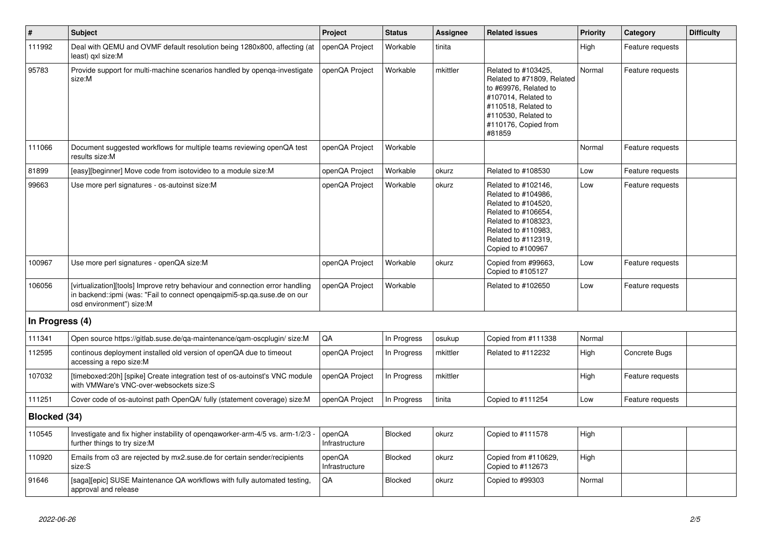| # | Subject | Project | Status | Assignee | Related issues | Priority | Category | Difficulty |
|---|---|---|---|---|---|---|---|---|
| 111992 | Deal with QEMU and OVMF default resolution being 1280x800, affecting (at least) qxl size:M | openQA Project | Workable | tinita | | High | Feature requests | |
| 95783 | Provide support for multi-machine scenarios handled by openqa-investigate size:M | openQA Project | Workable | mkittler | Related to #103425, Related to #71809, Related to #69976, Related to #107014, Related to #110518, Related to #110530, Related to #110176, Copied from #81859 | Normal | Feature requests | |
| 111066 | Document suggested workflows for multiple teams reviewing openQA test results size:M | openQA Project | Workable | | | Normal | Feature requests | |
| 81899 | [easy][beginner] Move code from isotovideo to a module size:M | openQA Project | Workable | okurz | Related to #108530 | Low | Feature requests | |
| 99663 | Use more perl signatures - os-autoinst size:M | openQA Project | Workable | okurz | Related to #102146, Related to #104986, Related to #104520, Related to #106654, Related to #108323, Related to #110983, Related to #112319, Copied to #100967 | Low | Feature requests | |
| 100967 | Use more perl signatures - openQA size:M | openQA Project | Workable | okurz | Copied from #99663, Copied to #105127 | Low | Feature requests | |
| 106056 | [virtualization][tools] Improve retry behaviour and connection error handling in backend::ipmi (was: "Fail to connect openqaipmi5-sp.qa.suse.de on our osd environment") size:M | openQA Project | Workable | | Related to #102650 | Low | Feature requests | |
| **In Progress (4)** | | | | | | | | |
| 111341 | Open source https://gitlab.suse.de/qa-maintenance/qam-oscplugin/ size:M | QA | In Progress | osukup | Copied from #111338 | Normal | | |
| 112595 | continous deployment installed old version of openQA due to timeout accessing a repo size:M | openQA Project | In Progress | mkittler | Related to #112232 | High | Concrete Bugs | |
| 107032 | [timeboxed:20h] [spike] Create integration test of os-autoinst's VNC module with VMWare's VNC-over-websockets size:S | openQA Project | In Progress | mkittler | | High | Feature requests | |
| 111251 | Cover code of os-autoinst path OpenQA/ fully (statement coverage) size:M | openQA Project | In Progress | tinita | Copied to #111254 | Low | Feature requests | |
| **Blocked (34)** | | | | | | | | |
| 110545 | Investigate and fix higher instability of openqaworker-arm-4/5 vs. arm-1/2/3 - further things to try size:M | openQA Infrastructure | Blocked | okurz | Copied to #111578 | High | | |
| 110920 | Emails from o3 are rejected by mx2.suse.de for certain sender/recipients size:S | openQA Infrastructure | Blocked | okurz | Copied from #110629, Copied to #112673 | High | | |
| 91646 | [saga][epic] SUSE Maintenance QA workflows with fully automated testing, approval and release | QA | Blocked | okurz | Copied to #99303 | Normal | | |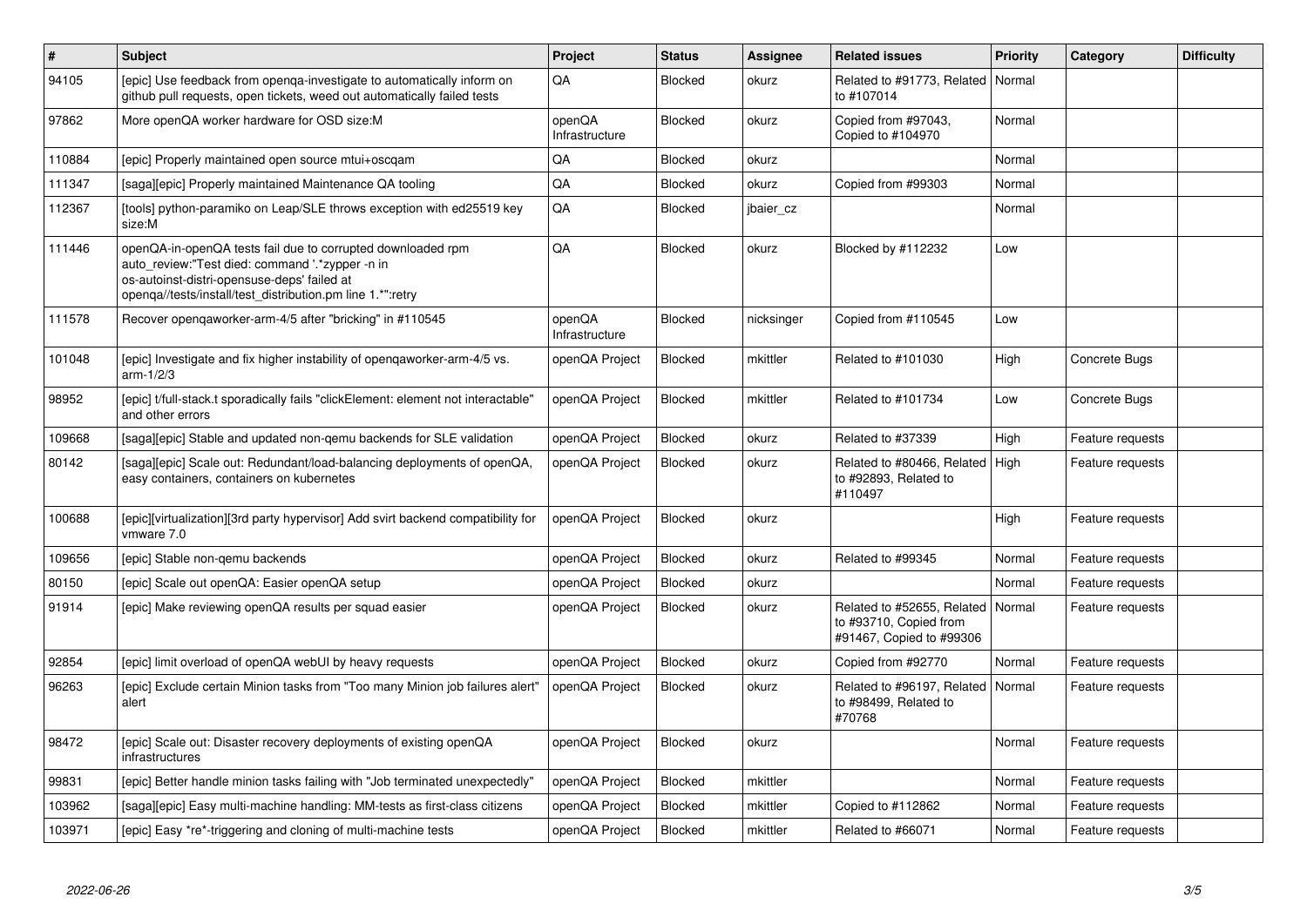| # | Subject | Project | Status | Assignee | Related issues | Priority | Category | Difficulty |
|---|---|---|---|---|---|---|---|---|
| 94105 | [epic] Use feedback from openqa-investigate to automatically inform on github pull requests, open tickets, weed out automatically failed tests | QA | Blocked | okurz | Related to #91773, Related to #107014 | Normal | | |
| 97862 | More openQA worker hardware for OSD size:M | openQA Infrastructure | Blocked | okurz | Copied from #97043, Copied to #104970 | Normal | | |
| 110884 | [epic] Properly maintained open source mtui+oscqam | QA | Blocked | okurz | | Normal | | |
| 111347 | [saga][epic] Properly maintained Maintenance QA tooling | QA | Blocked | okurz | Copied from #99303 | Normal | | |
| 112367 | [tools] python-paramiko on Leap/SLE throws exception with ed25519 key size:M | QA | Blocked | jbaier_cz | | Normal | | |
| 111446 | openQA-in-openQA tests fail due to corrupted downloaded rpm auto_review:"Test died: command '.*zypper -n in os-autoinst-distri-opensuse-deps' failed at openqa//tests/install/test_distribution.pm line 1.*":retry | QA | Blocked | okurz | Blocked by #112232 | Low | | |
| 111578 | Recover openqaworker-arm-4/5 after "bricking" in #110545 | openQA Infrastructure | Blocked | nicksinger | Copied from #110545 | Low | | |
| 101048 | [epic] Investigate and fix higher instability of openqaworker-arm-4/5 vs. arm-1/2/3 | openQA Project | Blocked | mkittler | Related to #101030 | High | Concrete Bugs | |
| 98952 | [epic] t/full-stack.t sporadically fails "clickElement: element not interactable" and other errors | openQA Project | Blocked | mkittler | Related to #101734 | Low | Concrete Bugs | |
| 109668 | [saga][epic] Stable and updated non-qemu backends for SLE validation | openQA Project | Blocked | okurz | Related to #37339 | High | Feature requests | |
| 80142 | [saga][epic] Scale out: Redundant/load-balancing deployments of openQA, easy containers, containers on kubernetes | openQA Project | Blocked | okurz | Related to #80466, Related to #92893, Related to #110497 | High | Feature requests | |
| 100688 | [epic][virtualization][3rd party hypervisor] Add svirt backend compatibility for vmware 7.0 | openQA Project | Blocked | okurz | | High | Feature requests | |
| 109656 | [epic] Stable non-qemu backends | openQA Project | Blocked | okurz | Related to #99345 | Normal | Feature requests | |
| 80150 | [epic] Scale out openQA: Easier openQA setup | openQA Project | Blocked | okurz | | Normal | Feature requests | |
| 91914 | [epic] Make reviewing openQA results per squad easier | openQA Project | Blocked | okurz | Related to #52655, Related to #93710, Copied from #91467, Copied to #99306 | Normal | Feature requests | |
| 92854 | [epic] limit overload of openQA webUI by heavy requests | openQA Project | Blocked | okurz | Copied from #92770 | Normal | Feature requests | |
| 96263 | [epic] Exclude certain Minion tasks from "Too many Minion job failures alert" alert | openQA Project | Blocked | okurz | Related to #96197, Related to #98499, Related to #70768 | Normal | Feature requests | |
| 98472 | [epic] Scale out: Disaster recovery deployments of existing openQA infrastructures | openQA Project | Blocked | okurz | | Normal | Feature requests | |
| 99831 | [epic] Better handle minion tasks failing with "Job terminated unexpectedly" | openQA Project | Blocked | mkittler | | Normal | Feature requests | |
| 103962 | [saga][epic] Easy multi-machine handling: MM-tests as first-class citizens | openQA Project | Blocked | mkittler | Copied to #112862 | Normal | Feature requests | |
| 103971 | [epic] Easy *re*-triggering and cloning of multi-machine tests | openQA Project | Blocked | mkittler | Related to #66071 | Normal | Feature requests | |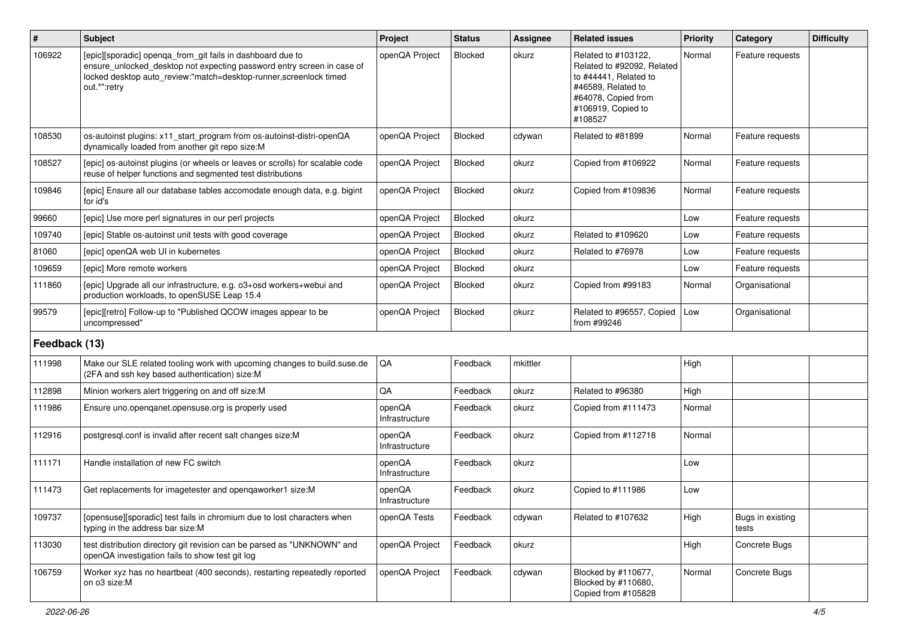| # | Subject | Project | Status | Assignee | Related issues | Priority | Category | Difficulty |
|---|---|---|---|---|---|---|---|---|
| 106922 | [epic][sporadic] openqa_from_git fails in dashboard due to ensure_unlocked_desktop not expecting password entry screen in case of locked desktop auto_review:"match=desktop-runner,screenlock timed out.*":retry | openQA Project | Blocked | okurz | Related to #103122, Related to #92092, Related to #44441, Related to #46589, Related to #64078, Copied from #106919, Copied to #108527 | Normal | Feature requests | |
| 108530 | os-autoinst plugins: x11_start_program from os-autoinst-distri-openQA dynamically loaded from another git repo size:M | openQA Project | Blocked | cdywan | Related to #81899 | Normal | Feature requests | |
| 108527 | [epic] os-autoinst plugins (or wheels or leaves or scrolls) for scalable code reuse of helper functions and segmented test distributions | openQA Project | Blocked | okurz | Copied from #106922 | Normal | Feature requests | |
| 109846 | [epic] Ensure all our database tables accomodate enough data, e.g. bigint for id's | openQA Project | Blocked | okurz | Copied from #109836 | Normal | Feature requests | |
| 99660 | [epic] Use more perl signatures in our perl projects | openQA Project | Blocked | okurz | | Low | Feature requests | |
| 109740 | [epic] Stable os-autoinst unit tests with good coverage | openQA Project | Blocked | okurz | Related to #109620 | Low | Feature requests | |
| 81060 | [epic] openQA web UI in kubernetes | openQA Project | Blocked | okurz | Related to #76978 | Low | Feature requests | |
| 109659 | [epic] More remote workers | openQA Project | Blocked | okurz | | Low | Feature requests | |
| 111860 | [epic] Upgrade all our infrastructure, e.g. o3+osd workers+webui and production workloads, to openSUSE Leap 15.4 | openQA Project | Blocked | okurz | Copied from #99183 | Normal | Organisational | |
| 99579 | [epic][retro] Follow-up to "Published QCOW images appear to be uncompressed" | openQA Project | Blocked | okurz | Related to #96557, Copied from #99246 | Low | Organisational | |
| **Feedback (13)** | | | | | | | | |
| 111998 | Make our SLE related tooling work with upcoming changes to build.suse.de (2FA and ssh key based authentication) size:M | QA | Feedback | mkittler | | High | | |
| 112898 | Minion workers alert triggering on and off size:M | QA | Feedback | okurz | Related to #96380 | High | | |
| 111986 | Ensure uno.openqanet.opensuse.org is properly used | openQA Infrastructure | Feedback | okurz | Copied from #111473 | Normal | | |
| 112916 | postgresql.conf is invalid after recent salt changes size:M | openQA Infrastructure | Feedback | okurz | Copied from #112718 | Normal | | |
| 111171 | Handle installation of new FC switch | openQA Infrastructure | Feedback | okurz | | Low | | |
| 111473 | Get replacements for imagetester and openqaworker1 size:M | openQA Infrastructure | Feedback | okurz | Copied to #111986 | Low | | |
| 109737 | [opensuse][sporadic] test fails in chromium due to lost characters when typing in the address bar size:M | openQA Tests | Feedback | cdywan | Related to #107632 | High | Bugs in existing tests | |
| 113030 | test distribution directory git revision can be parsed as "UNKNOWN" and openQA investigation fails to show test git log | openQA Project | Feedback | okurz | | High | Concrete Bugs | |
| 106759 | Worker xyz has no heartbeat (400 seconds), restarting repeatedly reported on o3 size:M | openQA Project | Feedback | cdywan | Blocked by #110677, Blocked by #110680, Copied from #105828 | Normal | Concrete Bugs | |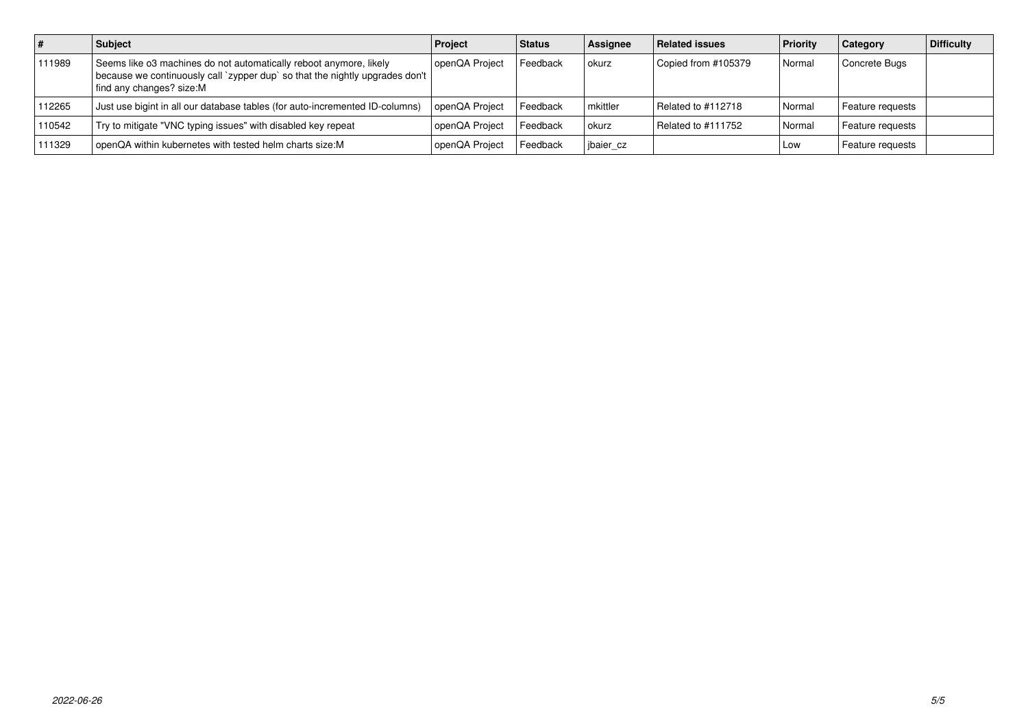| # | Subject | Project | Status | Assignee | Related issues | Priority | Category | Difficulty |
|---|---|---|---|---|---|---|---|---|
| 111989 | Seems like o3 machines do not automatically reboot anymore, likely because we continuously call `zypper dup` so that the nightly upgrades don't find any changes? size:M | openQA Project | Feedback | okurz | Copied from #105379 | Normal | Concrete Bugs | |
| 112265 | Just use bigint in all our database tables (for auto-incremented ID-columns) | openQA Project | Feedback | mkittler | Related to #112718 | Normal | Feature requests | |
| 110542 | Try to mitigate "VNC typing issues" with disabled key repeat | openQA Project | Feedback | okurz | Related to #111752 | Normal | Feature requests | |
| 111329 | openQA within kubernetes with tested helm charts size:M | openQA Project | Feedback | jbaier_cz | | Low | Feature requests | |

*2022-06-26*